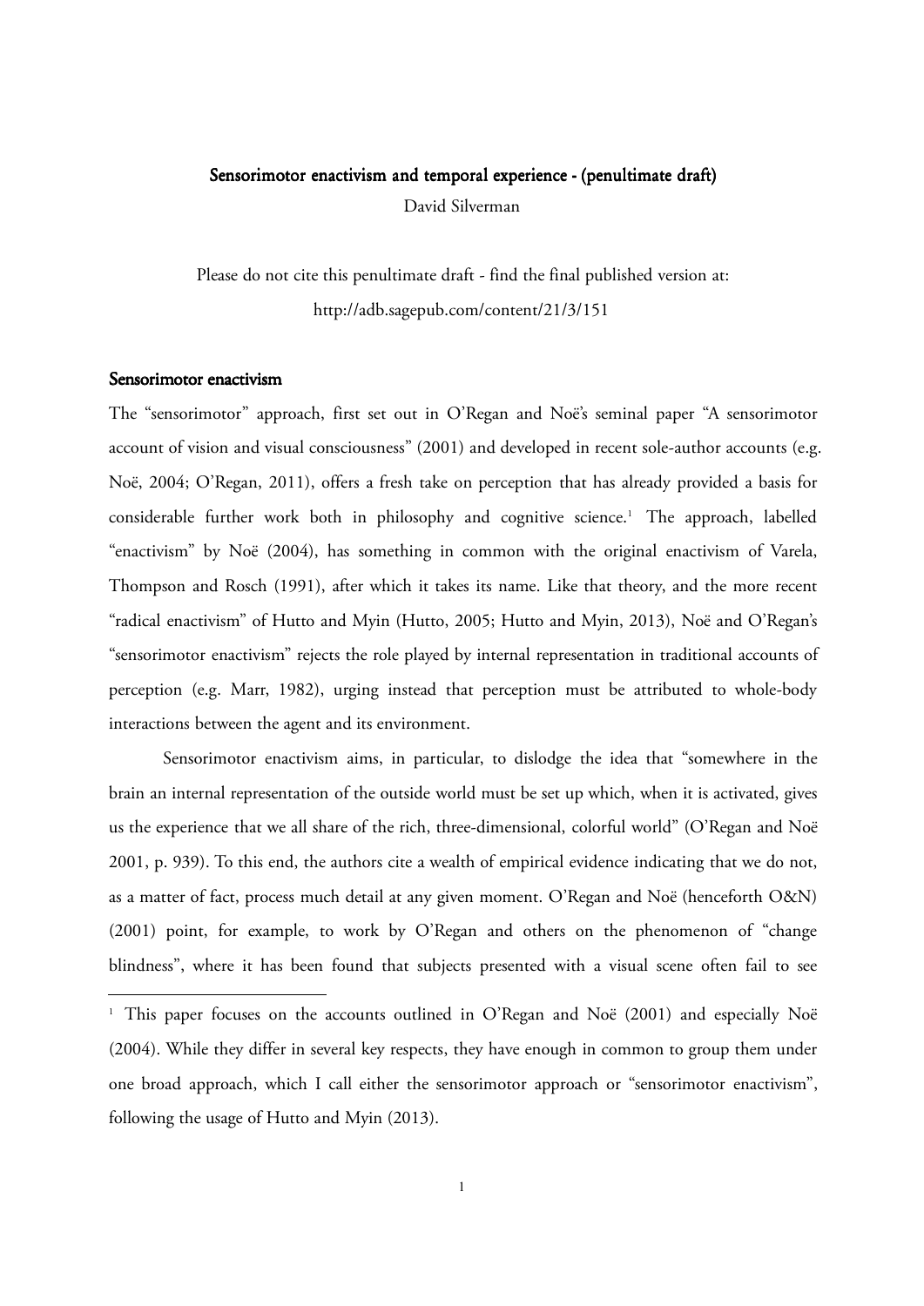# Sensorimotor enactivism and temporal experience - (penultimate draft)

David Silverman

Please do not cite this penultimate draft - find the final published version at: http://adb.sagepub.com/content/21/3/151

## Sensorimotor enactivism

The "sensorimotor" approach, first set out in O'Regan and Noë's seminal paper "A sensorimotor account of vision and visual consciousness" (2001) and developed in recent sole-author accounts (e.g. Noë, 2004; O'Regan, 2011), offers a fresh take on perception that has already provided a basis for considerable further work both in philosophy and cognitive science.[1] The approach, labelled "enactivism" by Noë (2004), has something in common with the original enactivism of Varela, Thompson and Rosch (1991), after which it takes its name. Like that theory, and the more recent "radical enactivism" of Hutto and Myin (Hutto, 2005; Hutto and Myin, 2013), Noë and O'Regan's "sensorimotor enactivism" rejects the role played by internal representation in traditional accounts of perception (e.g. Marr, 1982), urging instead that perception must be attributed to whole-body interactions between the agent and its environment.

Sensorimotor enactivism aims, in particular, to dislodge the idea that "somewhere in the brain an internal representation of the outside world must be set up which, when it is activated, gives us the experience that we all share of the rich, three-dimensional, colorful world" (O'Regan and Noë 2001, p. 939). To this end, the authors cite a wealth of empirical evidence indicating that we do not, as a matter of fact, process much detail at any given moment. O'Regan and Noë (henceforth O&N) (2001) point, for example, to work by O'Regan and others on the phenomenon of "change blindness", where it has been found that subjects presented with a visual scene often fail to see

[1] This paper focuses on the accounts outlined in O'Regan and Noë (2001) and especially Noë (2004). While they differ in several key respects, they have enough in common to group them under one broad approach, which I call either the sensorimotor approach or "sensorimotor enactivism", following the usage of Hutto and Myin (2013).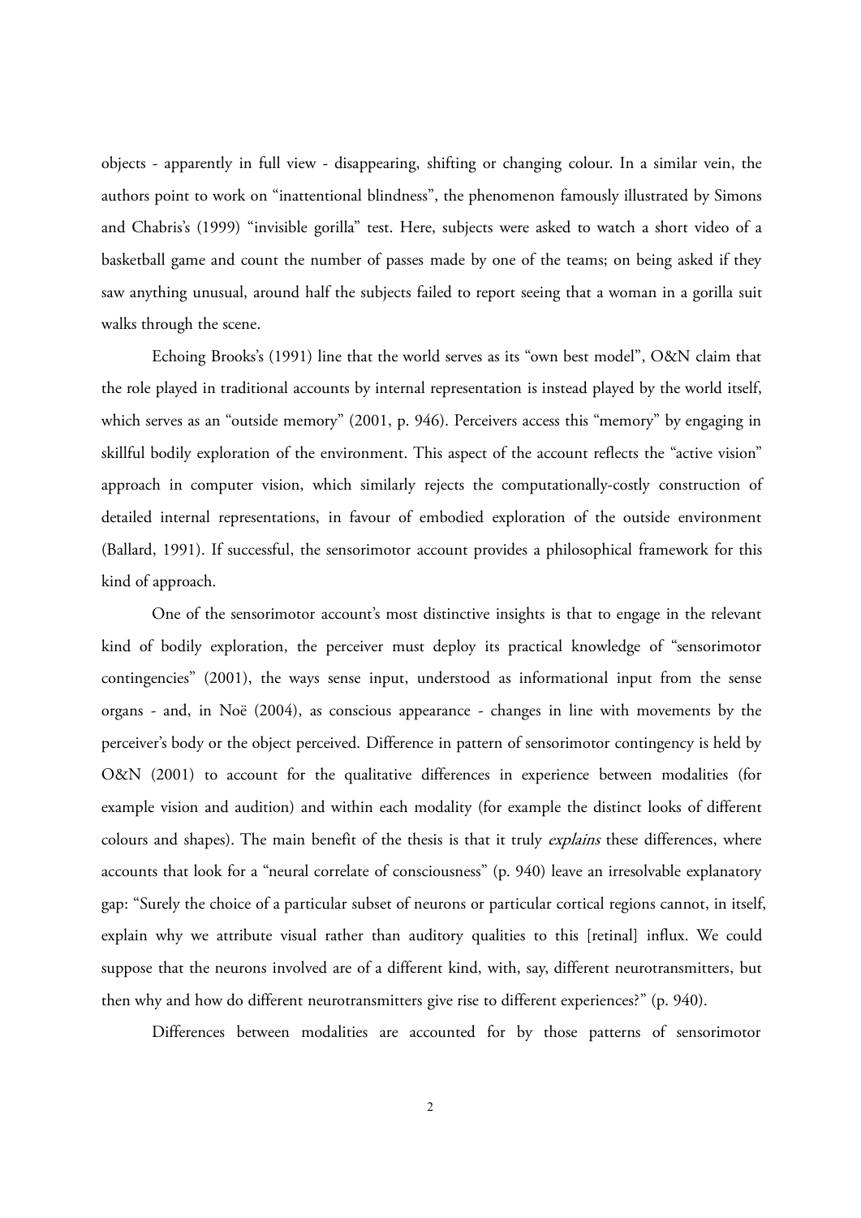objects - apparently in full view - disappearing, shifting or changing colour. In a similar vein, the authors point to work on "inattentional blindness", the phenomenon famously illustrated by Simons and Chabris's (1999) "invisible gorilla" test. Here, subjects were asked to watch a short video of a basketball game and count the number of passes made by one of the teams; on being asked if they saw anything unusual, around half the subjects failed to report seeing that a woman in a gorilla suit walks through the scene.

Echoing Brooks's (1991) line that the world serves as its "own best model", O&N claim that the role played in traditional accounts by internal representation is instead played by the world itself, which serves as an "outside memory" (2001, p. 946). Perceivers access this "memory" by engaging in skillful bodily exploration of the environment. This aspect of the account reflects the "active vision" approach in computer vision, which similarly rejects the computationally-costly construction of detailed internal representations, in favour of embodied exploration of the outside environment (Ballard, 1991). If successful, the sensorimotor account provides a philosophical framework for this kind of approach.

One of the sensorimotor account's most distinctive insights is that to engage in the relevant kind of bodily exploration, the perceiver must deploy its practical knowledge of "sensorimotor contingencies" (2001), the ways sense input, understood as informational input from the sense organs - and, in Noë (2004), as conscious appearance - changes in line with movements by the perceiver's body or the object perceived. Difference in pattern of sensorimotor contingency is held by O&N (2001) to account for the qualitative differences in experience between modalities (for example vision and audition) and within each modality (for example the distinct looks of different colours and shapes). The main benefit of the thesis is that it truly *explains* these differences, where accounts that look for a "neural correlate of consciousness" (p. 940) leave an irresolvable explanatory gap: "Surely the choice of a particular subset of neurons or particular cortical regions cannot, in itself, explain why we attribute visual rather than auditory qualities to this [retinal] influx. We could suppose that the neurons involved are of a different kind, with, say, different neurotransmitters, but then why and how do different neurotransmitters give rise to different experiences?" (p. 940).

Differences between modalities are accounted for by those patterns of sensorimotor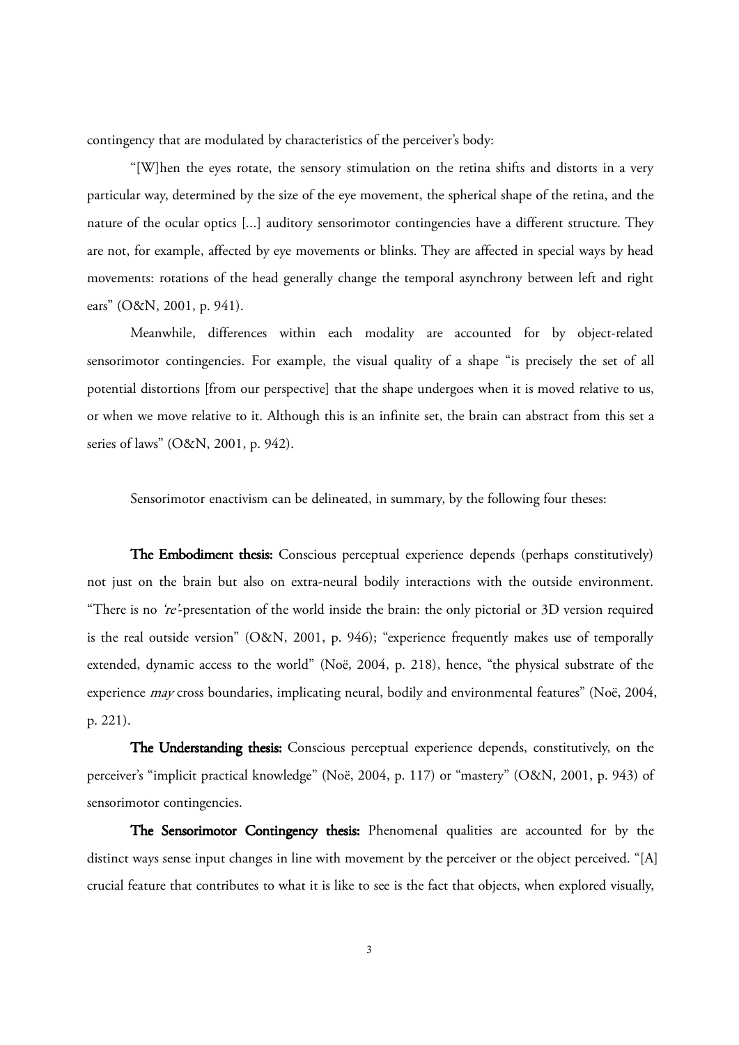contingency that are modulated by characteristics of the perceiver's body:

"[W]hen the eyes rotate, the sensory stimulation on the retina shifts and distorts in a very particular way, determined by the size of the eye movement, the spherical shape of the retina, and the nature of the ocular optics [...] auditory sensorimotor contingencies have a different structure. They are not, for example, affected by eye movements or blinks. They are affected in special ways by head movements: rotations of the head generally change the temporal asynchrony between left and right ears" (O&N, 2001, p. 941).

Meanwhile, differences within each modality are accounted for by object-related sensorimotor contingencies. For example, the visual quality of a shape "is precisely the set of all potential distortions [from our perspective] that the shape undergoes when it is moved relative to us, or when we move relative to it. Although this is an infinite set, the brain can abstract from this set a series of laws" (O&N, 2001, p. 942).

Sensorimotor enactivism can be delineated, in summary, by the following four theses:

**The Embodiment thesis:** Conscious perceptual experience depends (perhaps constitutively) not just on the brain but also on extra-neural bodily interactions with the outside environment. "There is no *'re'*-presentation of the world inside the brain: the only pictorial or 3D version required is the real outside version" (O&N, 2001, p. 946); "experience frequently makes use of temporally extended, dynamic access to the world" (Noë, 2004, p. 218), hence, "the physical substrate of the experience *may* cross boundaries, implicating neural, bodily and environmental features" (Noë, 2004, p. 221).

**The Understanding thesis:** Conscious perceptual experience depends, constitutively, on the perceiver's "implicit practical knowledge" (Noë, 2004, p. 117) or "mastery" (O&N, 2001, p. 943) of sensorimotor contingencies.

**The Sensorimotor Contingency thesis:** Phenomenal qualities are accounted for by the distinct ways sense input changes in line with movement by the perceiver or the object perceived. "[A] crucial feature that contributes to what it is like to see is the fact that objects, when explored visually,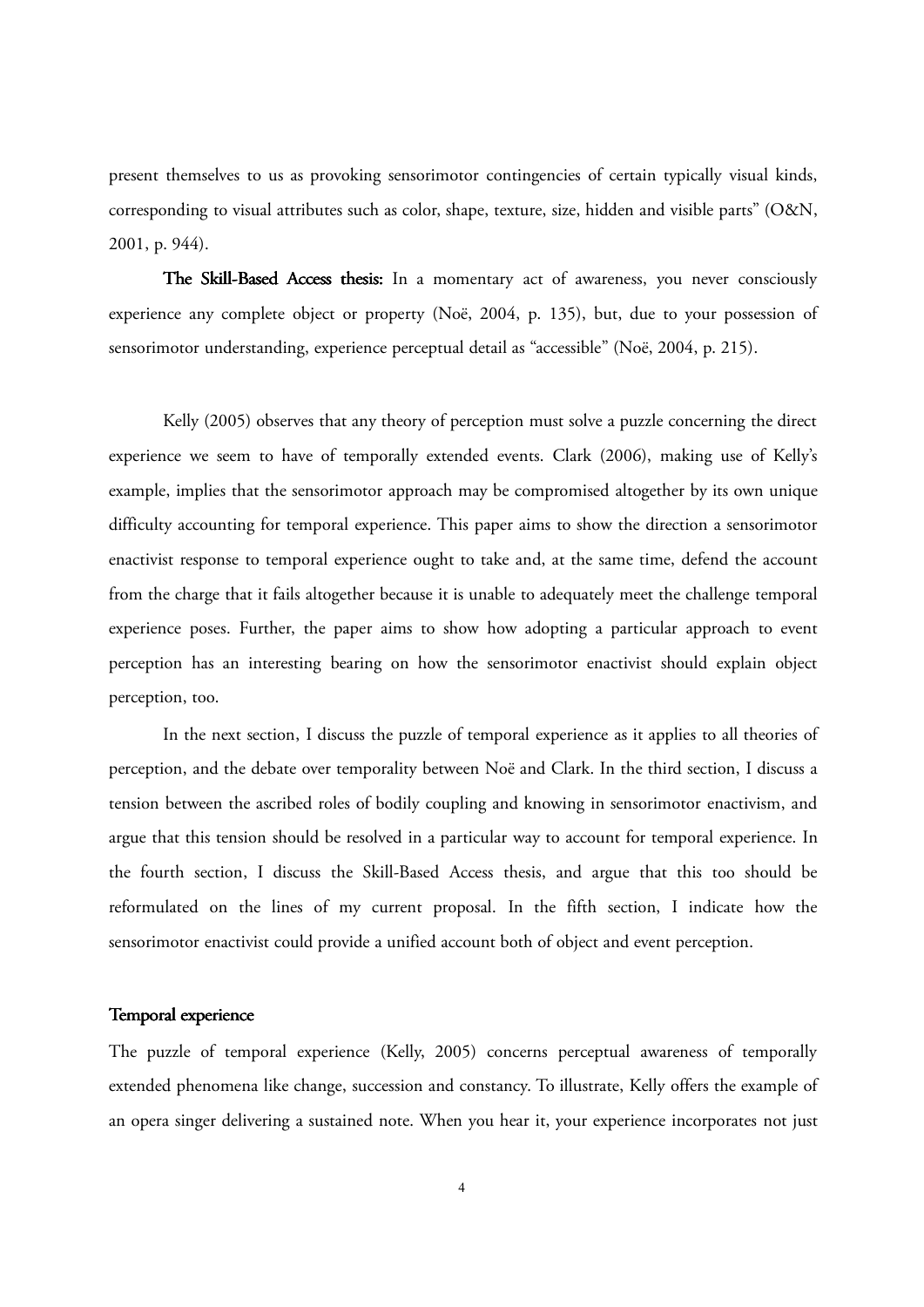present themselves to us as provoking sensorimotor contingencies of certain typically visual kinds, corresponding to visual attributes such as color, shape, texture, size, hidden and visible parts" (O&N, 2001, p. 944).

**The Skill-Based Access thesis:** In a momentary act of awareness, you never consciously experience any complete object or property (Noë, 2004, p. 135), but, due to your possession of sensorimotor understanding, experience perceptual detail as "accessible" (Noë, 2004, p. 215).

Kelly (2005) observes that any theory of perception must solve a puzzle concerning the direct experience we seem to have of temporally extended events. Clark (2006), making use of Kelly's example, implies that the sensorimotor approach may be compromised altogether by its own unique difficulty accounting for temporal experience. This paper aims to show the direction a sensorimotor enactivist response to temporal experience ought to take and, at the same time, defend the account from the charge that it fails altogether because it is unable to adequately meet the challenge temporal experience poses. Further, the paper aims to show how adopting a particular approach to event perception has an interesting bearing on how the sensorimotor enactivist should explain object perception, too.

In the next section, I discuss the puzzle of temporal experience as it applies to all theories of perception, and the debate over temporality between Noë and Clark. In the third section, I discuss a tension between the ascribed roles of bodily coupling and knowing in sensorimotor enactivism, and argue that this tension should be resolved in a particular way to account for temporal experience. In the fourth section, I discuss the Skill-Based Access thesis, and argue that this too should be reformulated on the lines of my current proposal. In the fifth section, I indicate how the sensorimotor enactivist could provide a unified account both of object and event perception.

## Temporal experience

The puzzle of temporal experience (Kelly, 2005) concerns perceptual awareness of temporally extended phenomena like change, succession and constancy. To illustrate, Kelly offers the example of an opera singer delivering a sustained note. When you hear it, your experience incorporates not just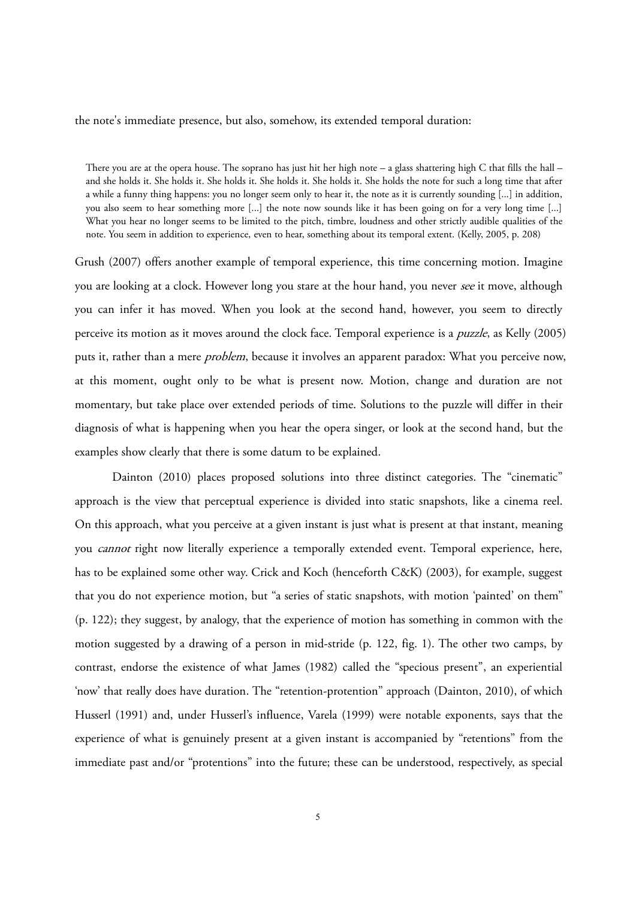the note's immediate presence, but also, somehow, its extended temporal duration:

> There you are at the opera house. The soprano has just hit her high note – a glass shattering high C that fills the hall – and she holds it. She holds it. She holds it. She holds it. She holds it. She holds the note for such a long time that after a while a funny thing happens: you no longer seem only to hear it, the note as it is currently sounding [...] in addition, you also seem to hear something more [...] the note now sounds like it has been going on for a very long time [...] What you hear no longer seems to be limited to the pitch, timbre, loudness and other strictly audible qualities of the note. You seem in addition to experience, even to hear, something about its temporal extent. (Kelly, 2005, p. 208)

Grush (2007) offers another example of temporal experience, this time concerning motion. Imagine you are looking at a clock. However long you stare at the hour hand, you never *see* it move, although you can infer it has moved. When you look at the second hand, however, you seem to directly perceive its motion as it moves around the clock face. Temporal experience is a *puzzle*, as Kelly (2005) puts it, rather than a mere *problem*, because it involves an apparent paradox: What you perceive now, at this moment, ought only to be what is present now. Motion, change and duration are not momentary, but take place over extended periods of time. Solutions to the puzzle will differ in their diagnosis of what is happening when you hear the opera singer, or look at the second hand, but the examples show clearly that there is some datum to be explained.

Dainton (2010) places proposed solutions into three distinct categories. The "cinematic" approach is the view that perceptual experience is divided into static snapshots, like a cinema reel. On this approach, what you perceive at a given instant is just what is present at that instant, meaning you *cannot* right now literally experience a temporally extended event. Temporal experience, here, has to be explained some other way. Crick and Koch (henceforth C&K) (2003), for example, suggest that you do not experience motion, but "a series of static snapshots, with motion 'painted' on them" (p. 122); they suggest, by analogy, that the experience of motion has something in common with the motion suggested by a drawing of a person in mid-stride (p. 122, fig. 1). The other two camps, by contrast, endorse the existence of what James (1982) called the "specious present", an experiential 'now' that really does have duration. The "retention-protention" approach (Dainton, 2010), of which Husserl (1991) and, under Husserl's influence, Varela (1999) were notable exponents, says that the experience of what is genuinely present at a given instant is accompanied by "retentions" from the immediate past and/or "protentions" into the future; these can be understood, respectively, as special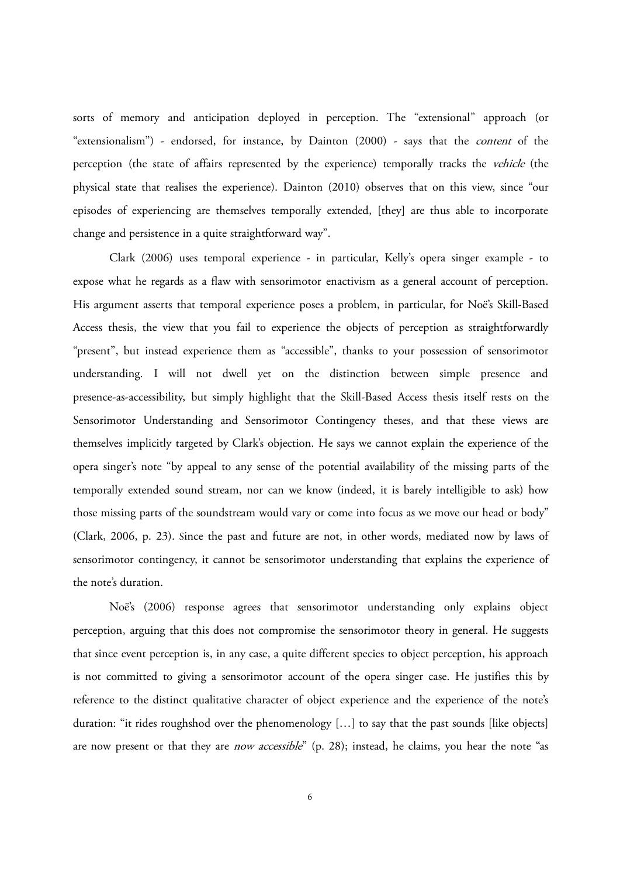sorts of memory and anticipation deployed in perception. The "extensional" approach (or "extensionalism") - endorsed, for instance, by Dainton (2000) - says that the *content* of the perception (the state of affairs represented by the experience) temporally tracks the *vehicle* (the physical state that realises the experience). Dainton (2010) observes that on this view, since "our episodes of experiencing are themselves temporally extended, [they] are thus able to incorporate change and persistence in a quite straightforward way".

Clark (2006) uses temporal experience - in particular, Kelly's opera singer example - to expose what he regards as a flaw with sensorimotor enactivism as a general account of perception. His argument asserts that temporal experience poses a problem, in particular, for Noë's Skill-Based Access thesis, the view that you fail to experience the objects of perception as straightforwardly "present", but instead experience them as "accessible", thanks to your possession of sensorimotor understanding. I will not dwell yet on the distinction between simple presence and presence-as-accessibility, but simply highlight that the Skill-Based Access thesis itself rests on the Sensorimotor Understanding and Sensorimotor Contingency theses, and that these views are themselves implicitly targeted by Clark's objection. He says we cannot explain the experience of the opera singer's note "by appeal to any sense of the potential availability of the missing parts of the temporally extended sound stream, nor can we know (indeed, it is barely intelligible to ask) how those missing parts of the soundstream would vary or come into focus as we move our head or body" (Clark, 2006, p. 23). Since the past and future are not, in other words, mediated now by laws of sensorimotor contingency, it cannot be sensorimotor understanding that explains the experience of the note's duration.

Noë's (2006) response agrees that sensorimotor understanding only explains object perception, arguing that this does not compromise the sensorimotor theory in general. He suggests that since event perception is, in any case, a quite different species to object perception, his approach is not committed to giving a sensorimotor account of the opera singer case. He justifies this by reference to the distinct qualitative character of object experience and the experience of the note's duration: "it rides roughshod over the phenomenology […] to say that the past sounds [like objects] are now present or that they are *now accessible*" (p. 28); instead, he claims, you hear the note "as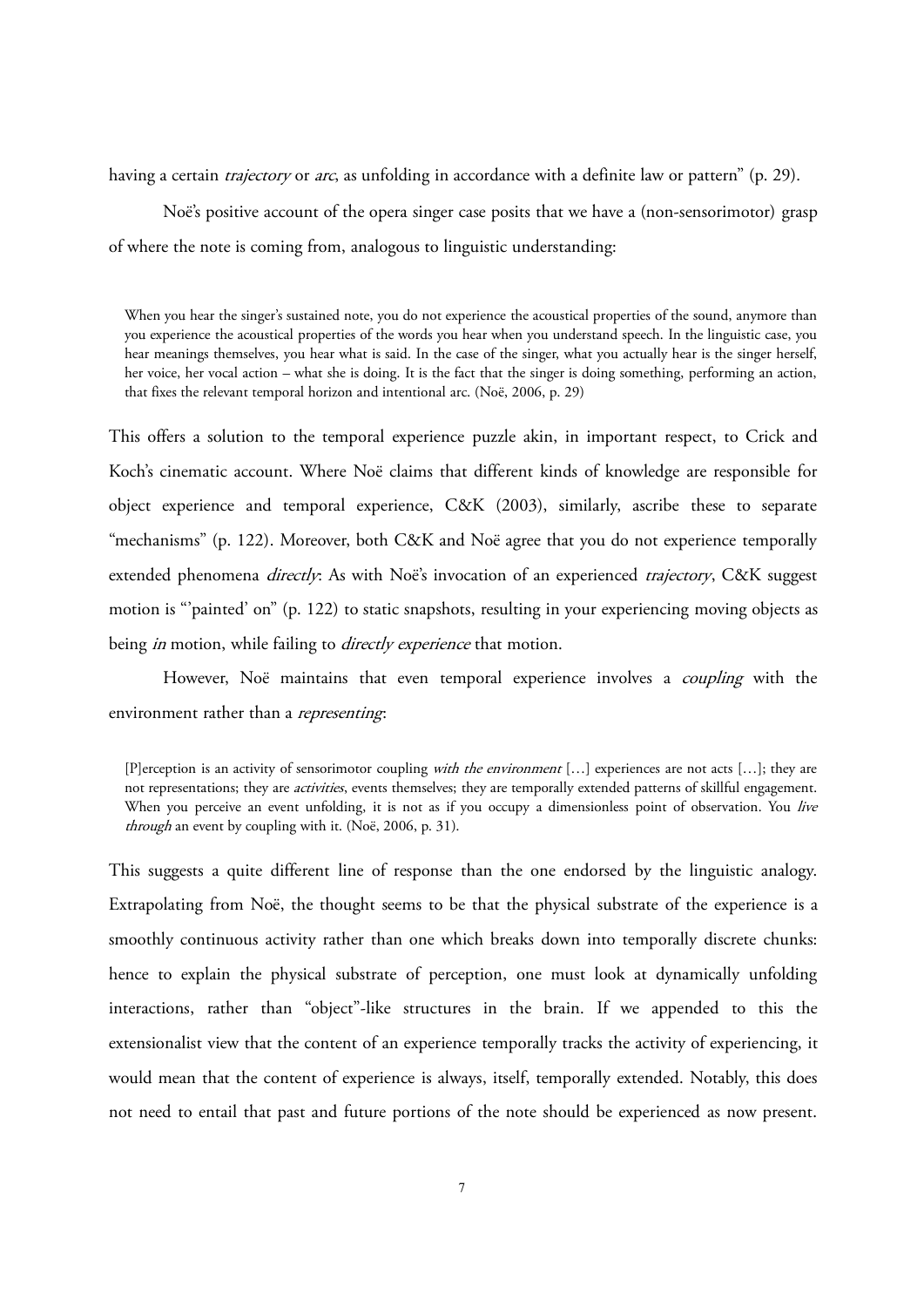having a certain *trajectory* or *arc*, as unfolding in accordance with a definite law or pattern" (p. 29).

Noë's positive account of the opera singer case posits that we have a (non-sensorimotor) grasp of where the note is coming from, analogous to linguistic understanding:

> When you hear the singer's sustained note, you do not experience the acoustical properties of the sound, anymore than you experience the acoustical properties of the words you hear when you understand speech. In the linguistic case, you hear meanings themselves, you hear what is said. In the case of the singer, what you actually hear is the singer herself, her voice, her vocal action – what she is doing. It is the fact that the singer is doing something, performing an action, that fixes the relevant temporal horizon and intentional arc. (Noë, 2006, p. 29)

This offers a solution to the temporal experience puzzle akin, in important respect, to Crick and Koch's cinematic account. Where Noë claims that different kinds of knowledge are responsible for object experience and temporal experience, C&K (2003), similarly, ascribe these to separate "mechanisms" (p. 122). Moreover, both C&K and Noë agree that you do not experience temporally extended phenomena *directly*: As with Noë's invocation of an experienced *trajectory*, C&K suggest motion is "'painted' on" (p. 122) to static snapshots, resulting in your experiencing moving objects as being *in* motion, while failing to *directly experience* that motion.

However, Noë maintains that even temporal experience involves a *coupling* with the environment rather than a *representing*:

> [P]erception is an activity of sensorimotor coupling *with the environment* […] experiences are not acts […]; they are not representations; they are *activities*, events themselves; they are temporally extended patterns of skillful engagement. When you perceive an event unfolding, it is not as if you occupy a dimensionless point of observation. You *live through* an event by coupling with it. (Noë, 2006, p. 31).

This suggests a quite different line of response than the one endorsed by the linguistic analogy. Extrapolating from Noë, the thought seems to be that the physical substrate of the experience is a smoothly continuous activity rather than one which breaks down into temporally discrete chunks: hence to explain the physical substrate of perception, one must look at dynamically unfolding interactions, rather than "object"-like structures in the brain. If we appended to this the extensionalist view that the content of an experience temporally tracks the activity of experiencing, it would mean that the content of experience is always, itself, temporally extended. Notably, this does not need to entail that past and future portions of the note should be experienced as now present.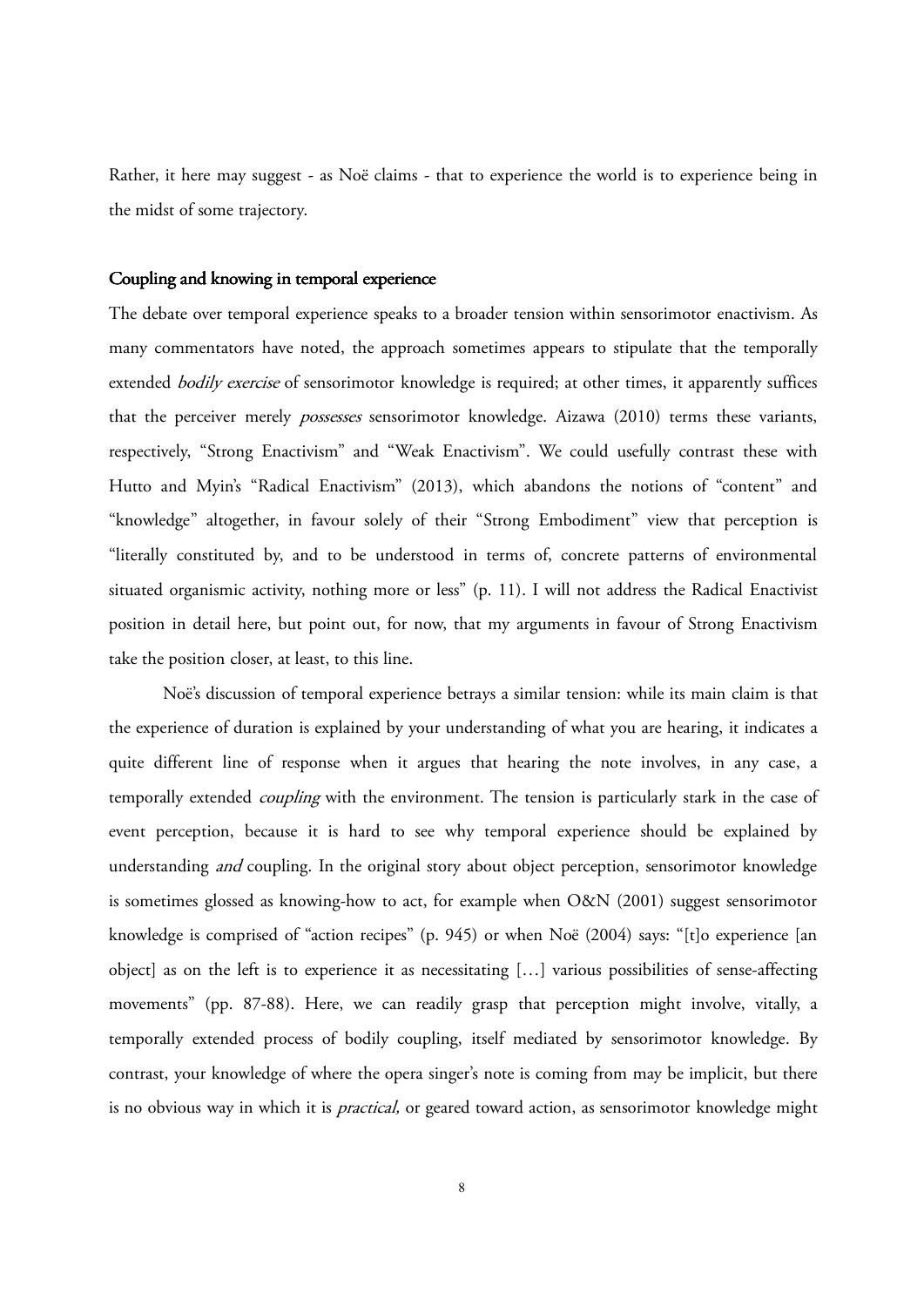Rather, it here may suggest - as Noë claims - that to experience the world is to experience being in the midst of some trajectory.

### Coupling and knowing in temporal experience

The debate over temporal experience speaks to a broader tension within sensorimotor enactivism. As many commentators have noted, the approach sometimes appears to stipulate that the temporally extended *bodily exercise* of sensorimotor knowledge is required; at other times, it apparently suffices that the perceiver merely *possesses* sensorimotor knowledge. Aizawa (2010) terms these variants, respectively, "Strong Enactivism" and "Weak Enactivism". We could usefully contrast these with Hutto and Myin's "Radical Enactivism" (2013), which abandons the notions of "content" and "knowledge" altogether, in favour solely of their "Strong Embodiment" view that perception is "literally constituted by, and to be understood in terms of, concrete patterns of environmental situated organismic activity, nothing more or less" (p. 11). I will not address the Radical Enactivist position in detail here, but point out, for now, that my arguments in favour of Strong Enactivism take the position closer, at least, to this line.

Noë's discussion of temporal experience betrays a similar tension: while its main claim is that the experience of duration is explained by your understanding of what you are hearing, it indicates a quite different line of response when it argues that hearing the note involves, in any case, a temporally extended *coupling* with the environment. The tension is particularly stark in the case of event perception, because it is hard to see why temporal experience should be explained by understanding *and* coupling. In the original story about object perception, sensorimotor knowledge is sometimes glossed as knowing-how to act, for example when O&N (2001) suggest sensorimotor knowledge is comprised of "action recipes" (p. 945) or when Noë (2004) says: "[t]o experience [an object] as on the left is to experience it as necessitating […] various possibilities of sense-affecting movements" (pp. 87-88). Here, we can readily grasp that perception might involve, vitally, a temporally extended process of bodily coupling, itself mediated by sensorimotor knowledge. By contrast, your knowledge of where the opera singer's note is coming from may be implicit, but there is no obvious way in which it is *practical,* or geared toward action, as sensorimotor knowledge might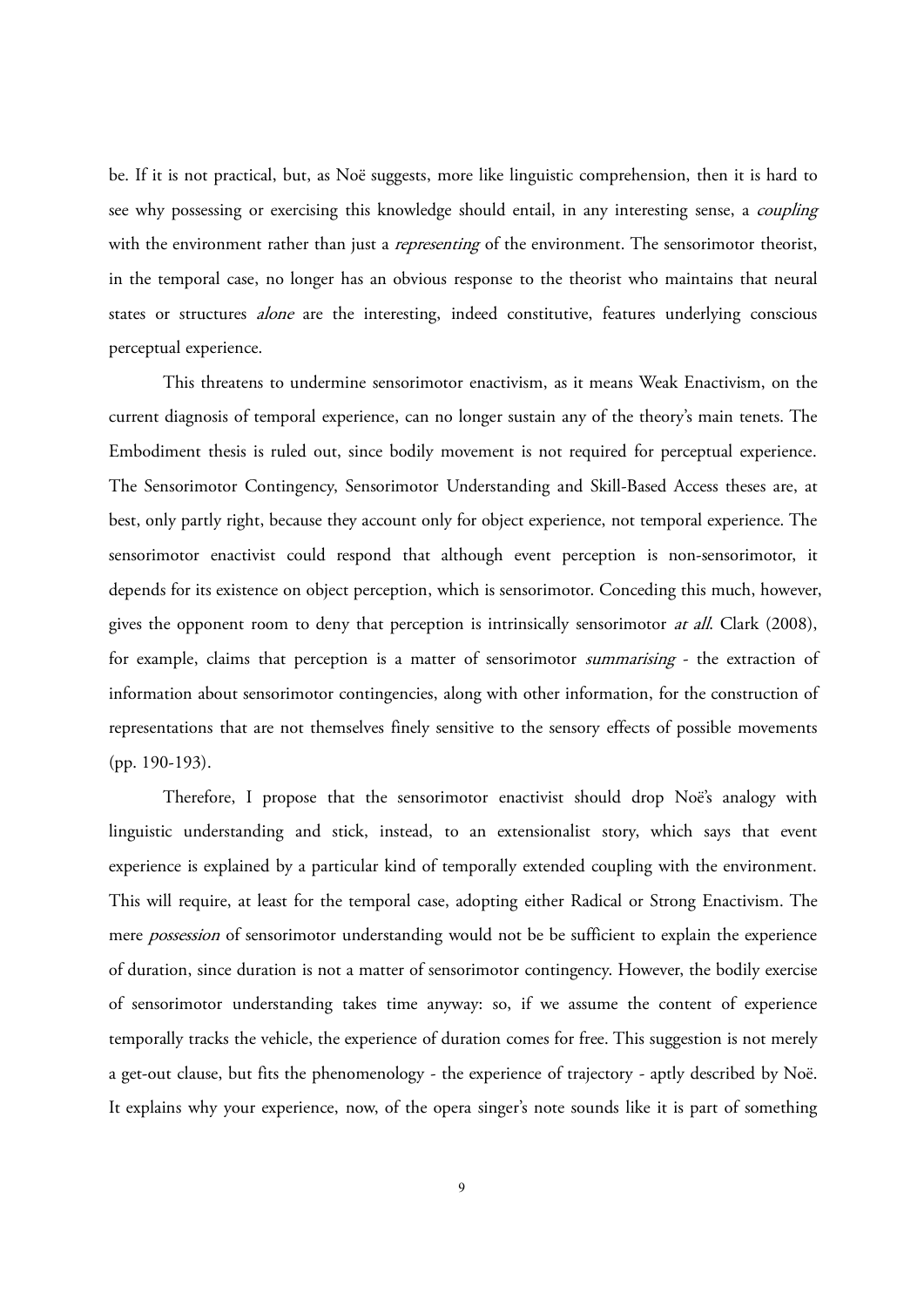be. If it is not practical, but, as Noë suggests, more like linguistic comprehension, then it is hard to see why possessing or exercising this knowledge should entail, in any interesting sense, a *coupling* with the environment rather than just a *representing* of the environment. The sensorimotor theorist, in the temporal case, no longer has an obvious response to the theorist who maintains that neural states or structures *alone* are the interesting, indeed constitutive, features underlying conscious perceptual experience.

This threatens to undermine sensorimotor enactivism, as it means Weak Enactivism, on the current diagnosis of temporal experience, can no longer sustain any of the theory's main tenets. The Embodiment thesis is ruled out, since bodily movement is not required for perceptual experience. The Sensorimotor Contingency, Sensorimotor Understanding and Skill-Based Access theses are, at best, only partly right, because they account only for object experience, not temporal experience. The sensorimotor enactivist could respond that although event perception is non-sensorimotor, it depends for its existence on object perception, which is sensorimotor. Conceding this much, however, gives the opponent room to deny that perception is intrinsically sensorimotor *at all*. Clark (2008), for example, claims that perception is a matter of sensorimotor *summarising* - the extraction of information about sensorimotor contingencies, along with other information, for the construction of representations that are not themselves finely sensitive to the sensory effects of possible movements (pp. 190-193).

Therefore, I propose that the sensorimotor enactivist should drop Noë's analogy with linguistic understanding and stick, instead, to an extensionalist story, which says that event experience is explained by a particular kind of temporally extended coupling with the environment. This will require, at least for the temporal case, adopting either Radical or Strong Enactivism. The mere *possession* of sensorimotor understanding would not be be sufficient to explain the experience of duration, since duration is not a matter of sensorimotor contingency. However, the bodily exercise of sensorimotor understanding takes time anyway: so, if we assume the content of experience temporally tracks the vehicle, the experience of duration comes for free. This suggestion is not merely a get-out clause, but fits the phenomenology - the experience of trajectory - aptly described by Noë. It explains why your experience, now, of the opera singer's note sounds like it is part of something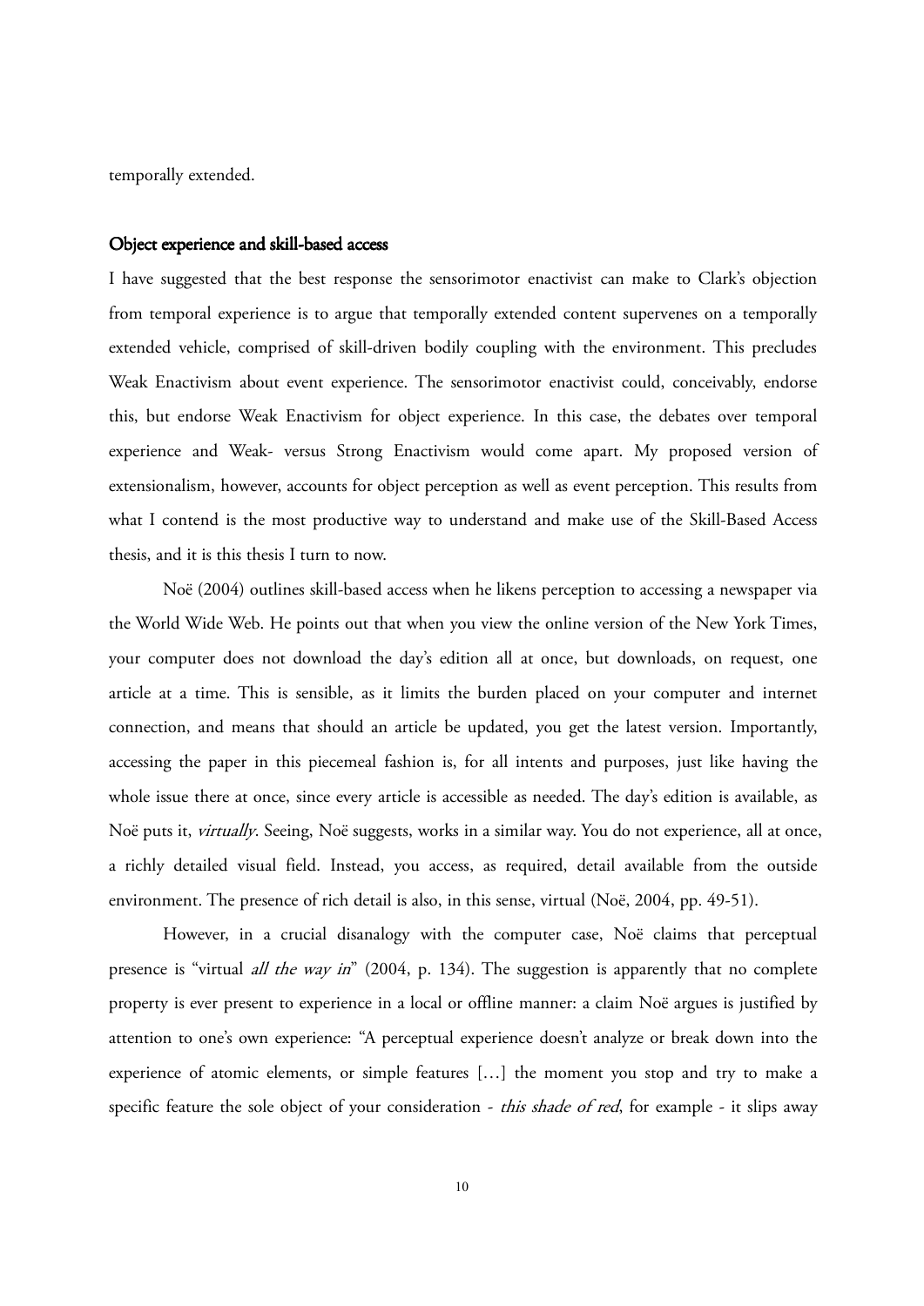temporally extended.

## Object experience and skill-based access

I have suggested that the best response the sensorimotor enactivist can make to Clark's objection from temporal experience is to argue that temporally extended content supervenes on a temporally extended vehicle, comprised of skill-driven bodily coupling with the environment. This precludes Weak Enactivism about event experience. The sensorimotor enactivist could, conceivably, endorse this, but endorse Weak Enactivism for object experience. In this case, the debates over temporal experience and Weak- versus Strong Enactivism would come apart. My proposed version of extensionalism, however, accounts for object perception as well as event perception. This results from what I contend is the most productive way to understand and make use of the Skill-Based Access thesis, and it is this thesis I turn to now.

Noë (2004) outlines skill-based access when he likens perception to accessing a newspaper via the World Wide Web. He points out that when you view the online version of the New York Times, your computer does not download the day's edition all at once, but downloads, on request, one article at a time. This is sensible, as it limits the burden placed on your computer and internet connection, and means that should an article be updated, you get the latest version. Importantly, accessing the paper in this piecemeal fashion is, for all intents and purposes, just like having the whole issue there at once, since every article is accessible as needed. The day's edition is available, as Noë puts it, *virtually*. Seeing, Noë suggests, works in a similar way. You do not experience, all at once, a richly detailed visual field. Instead, you access, as required, detail available from the outside environment. The presence of rich detail is also, in this sense, virtual (Noë, 2004, pp. 49-51).

However, in a crucial disanalogy with the computer case, Noë claims that perceptual presence is "virtual *all the way in*" (2004, p. 134). The suggestion is apparently that no complete property is ever present to experience in a local or offline manner: a claim Noë argues is justified by attention to one's own experience: "A perceptual experience doesn't analyze or break down into the experience of atomic elements, or simple features […] the moment you stop and try to make a specific feature the sole object of your consideration - *this shade of red*, for example - it slips away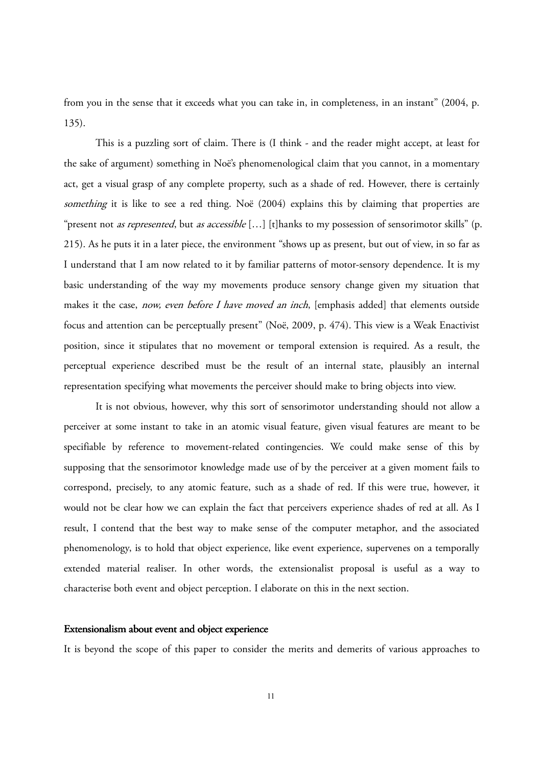from you in the sense that it exceeds what you can take in, in completeness, in an instant" (2004, p. 135).

This is a puzzling sort of claim. There is (I think - and the reader might accept, at least for the sake of argument) something in Noë's phenomenological claim that you cannot, in a momentary act, get a visual grasp of any complete property, such as a shade of red. However, there is certainly *something* it is like to see a red thing. Noë (2004) explains this by claiming that properties are "present not *as represented*, but *as accessible* […] [t]hanks to my possession of sensorimotor skills" (p. 215). As he puts it in a later piece, the environment "shows up as present, but out of view, in so far as I understand that I am now related to it by familiar patterns of motor-sensory dependence. It is my basic understanding of the way my movements produce sensory change given my situation that makes it the case, *now, even before I have moved an inch*, [emphasis added] that elements outside focus and attention can be perceptually present" (Noë, 2009, p. 474). This view is a Weak Enactivist position, since it stipulates that no movement or temporal extension is required. As a result, the perceptual experience described must be the result of an internal state, plausibly an internal representation specifying what movements the perceiver should make to bring objects into view.

It is not obvious, however, why this sort of sensorimotor understanding should not allow a perceiver at some instant to take in an atomic visual feature, given visual features are meant to be specifiable by reference to movement-related contingencies. We could make sense of this by supposing that the sensorimotor knowledge made use of by the perceiver at a given moment fails to correspond, precisely, to any atomic feature, such as a shade of red. If this were true, however, it would not be clear how we can explain the fact that perceivers experience shades of red at all. As I result, I contend that the best way to make sense of the computer metaphor, and the associated phenomenology, is to hold that object experience, like event experience, supervenes on a temporally extended material realiser. In other words, the extensionalist proposal is useful as a way to characterise both event and object perception. I elaborate on this in the next section.

## Extensionalism about event and object experience

It is beyond the scope of this paper to consider the merits and demerits of various approaches to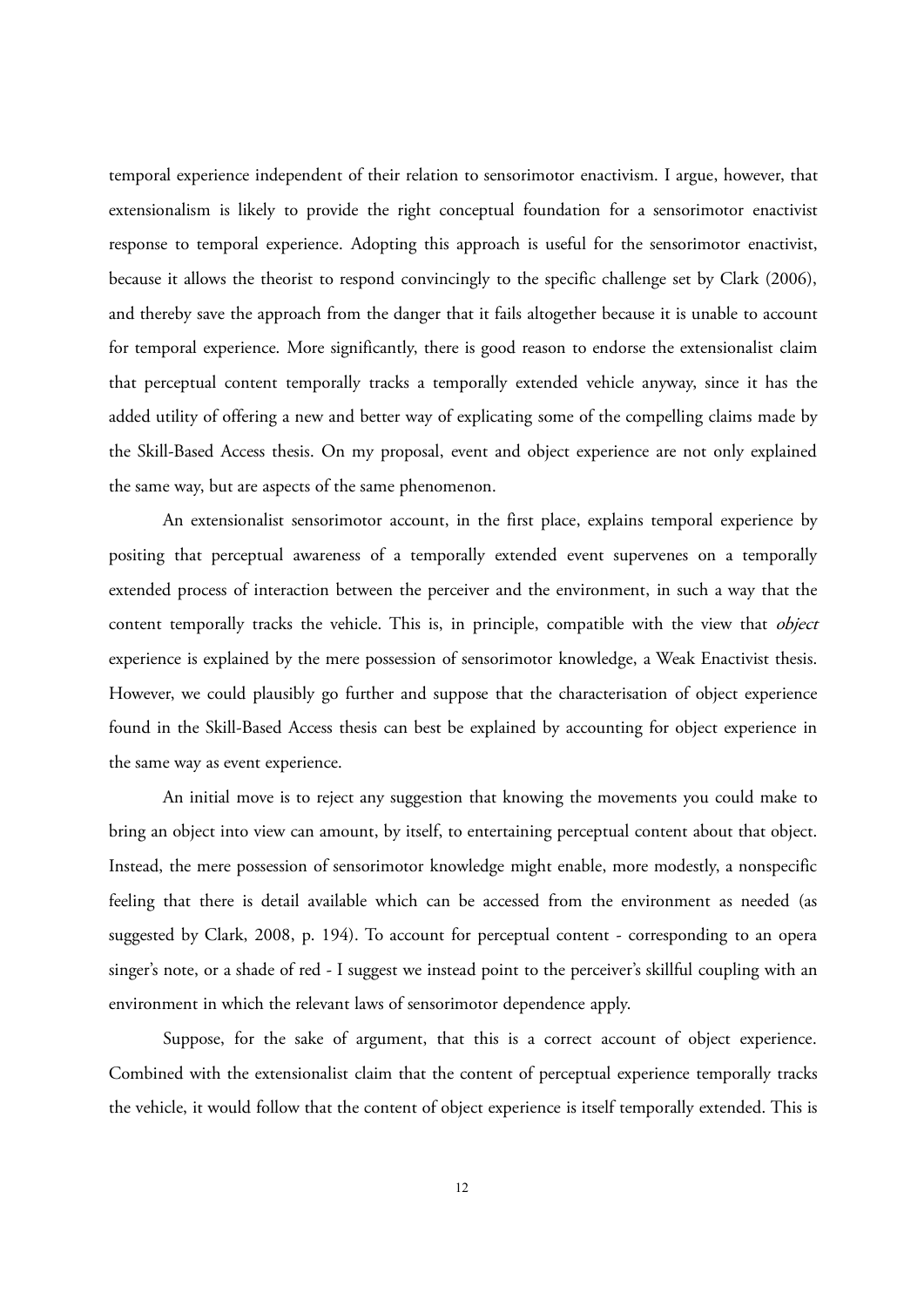temporal experience independent of their relation to sensorimotor enactivism. I argue, however, that extensionalism is likely to provide the right conceptual foundation for a sensorimotor enactivist response to temporal experience. Adopting this approach is useful for the sensorimotor enactivist, because it allows the theorist to respond convincingly to the specific challenge set by Clark (2006), and thereby save the approach from the danger that it fails altogether because it is unable to account for temporal experience. More significantly, there is good reason to endorse the extensionalist claim that perceptual content temporally tracks a temporally extended vehicle anyway, since it has the added utility of offering a new and better way of explicating some of the compelling claims made by the Skill-Based Access thesis. On my proposal, event and object experience are not only explained the same way, but are aspects of the same phenomenon.

An extensionalist sensorimotor account, in the first place, explains temporal experience by positing that perceptual awareness of a temporally extended event supervenes on a temporally extended process of interaction between the perceiver and the environment, in such a way that the content temporally tracks the vehicle. This is, in principle, compatible with the view that *object* experience is explained by the mere possession of sensorimotor knowledge, a Weak Enactivist thesis. However, we could plausibly go further and suppose that the characterisation of object experience found in the Skill-Based Access thesis can best be explained by accounting for object experience in the same way as event experience.

An initial move is to reject any suggestion that knowing the movements you could make to bring an object into view can amount, by itself, to entertaining perceptual content about that object. Instead, the mere possession of sensorimotor knowledge might enable, more modestly, a nonspecific feeling that there is detail available which can be accessed from the environment as needed (as suggested by Clark, 2008, p. 194). To account for perceptual content - corresponding to an opera singer's note, or a shade of red - I suggest we instead point to the perceiver's skillful coupling with an environment in which the relevant laws of sensorimotor dependence apply.

Suppose, for the sake of argument, that this is a correct account of object experience. Combined with the extensionalist claim that the content of perceptual experience temporally tracks the vehicle, it would follow that the content of object experience is itself temporally extended. This is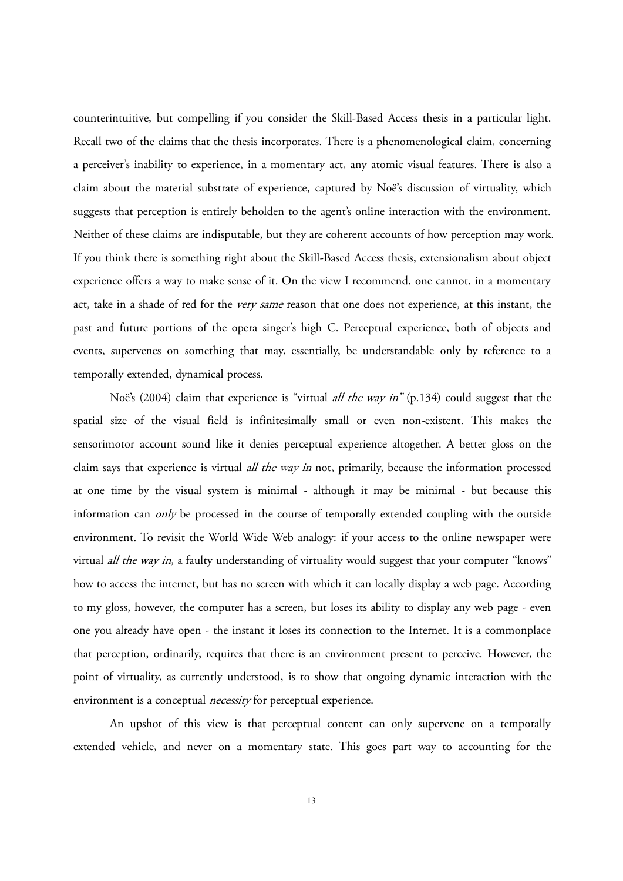counterintuitive, but compelling if you consider the Skill-Based Access thesis in a particular light. Recall two of the claims that the thesis incorporates. There is a phenomenological claim, concerning a perceiver's inability to experience, in a momentary act, any atomic visual features. There is also a claim about the material substrate of experience, captured by Noë's discussion of virtuality, which suggests that perception is entirely beholden to the agent's online interaction with the environment. Neither of these claims are indisputable, but they are coherent accounts of how perception may work. If you think there is something right about the Skill-Based Access thesis, extensionalism about object experience offers a way to make sense of it. On the view I recommend, one cannot, in a momentary act, take in a shade of red for the *very same* reason that one does not experience, at this instant, the past and future portions of the opera singer's high C. Perceptual experience, both of objects and events, supervenes on something that may, essentially, be understandable only by reference to a temporally extended, dynamical process.

Noë's (2004) claim that experience is "virtual *all the way in"* (p.134) could suggest that the spatial size of the visual field is infinitesimally small or even non-existent. This makes the sensorimotor account sound like it denies perceptual experience altogether. A better gloss on the claim says that experience is virtual *all the way in* not, primarily, because the information processed at one time by the visual system is minimal - although it may be minimal - but because this information can *only* be processed in the course of temporally extended coupling with the outside environment. To revisit the World Wide Web analogy: if your access to the online newspaper were virtual *all the way in*, a faulty understanding of virtuality would suggest that your computer "knows" how to access the internet, but has no screen with which it can locally display a web page. According to my gloss, however, the computer has a screen, but loses its ability to display any web page - even one you already have open - the instant it loses its connection to the Internet. It is a commonplace that perception, ordinarily, requires that there is an environment present to perceive. However, the point of virtuality, as currently understood, is to show that ongoing dynamic interaction with the environment is a conceptual *necessity* for perceptual experience.

An upshot of this view is that perceptual content can only supervene on a temporally extended vehicle, and never on a momentary state. This goes part way to accounting for the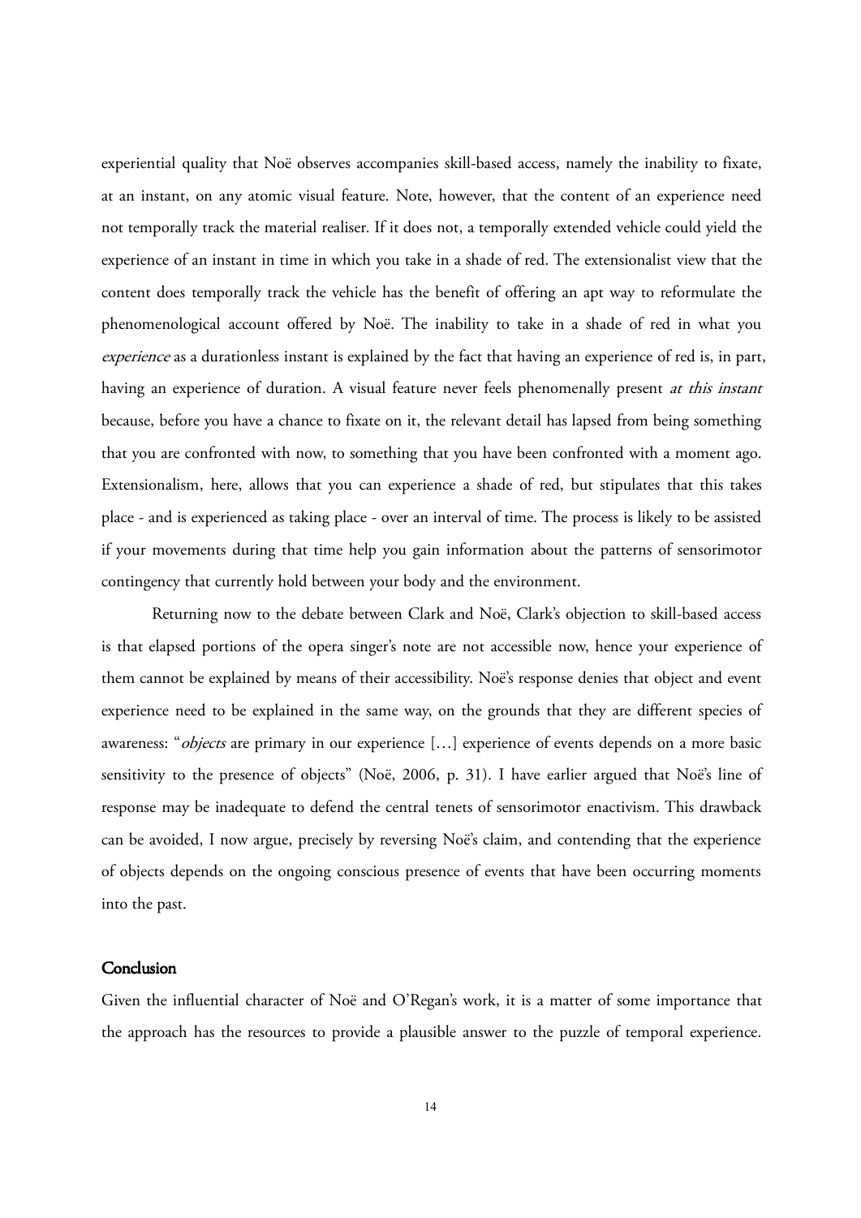experiential quality that Noë observes accompanies skill-based access, namely the inability to fixate, at an instant, on any atomic visual feature. Note, however, that the content of an experience need not temporally track the material realiser. If it does not, a temporally extended vehicle could yield the experience of an instant in time in which you take in a shade of red. The extensionalist view that the content does temporally track the vehicle has the benefit of offering an apt way to reformulate the phenomenological account offered by Noë. The inability to take in a shade of red in what you *experience* as a durationless instant is explained by the fact that having an experience of red is, in part, having an experience of duration. A visual feature never feels phenomenally present *at this instant* because, before you have a chance to fixate on it, the relevant detail has lapsed from being something that you are confronted with now, to something that you have been confronted with a moment ago. Extensionalism, here, allows that you can experience a shade of red, but stipulates that this takes place - and is experienced as taking place - over an interval of time. The process is likely to be assisted if your movements during that time help you gain information about the patterns of sensorimotor contingency that currently hold between your body and the environment.

Returning now to the debate between Clark and Noë, Clark's objection to skill-based access is that elapsed portions of the opera singer's note are not accessible now, hence your experience of them cannot be explained by means of their accessibility. Noë's response denies that object and event experience need to be explained in the same way, on the grounds that they are different species of awareness: "*objects* are primary in our experience […] experience of events depends on a more basic sensitivity to the presence of objects" (Noë, 2006, p. 31). I have earlier argued that Noë's line of response may be inadequate to defend the central tenets of sensorimotor enactivism. This drawback can be avoided, I now argue, precisely by reversing Noë's claim, and contending that the experience of objects depends on the ongoing conscious presence of events that have been occurring moments into the past.

## Conclusion

Given the influential character of Noë and O'Regan's work, it is a matter of some importance that the approach has the resources to provide a plausible answer to the puzzle of temporal experience.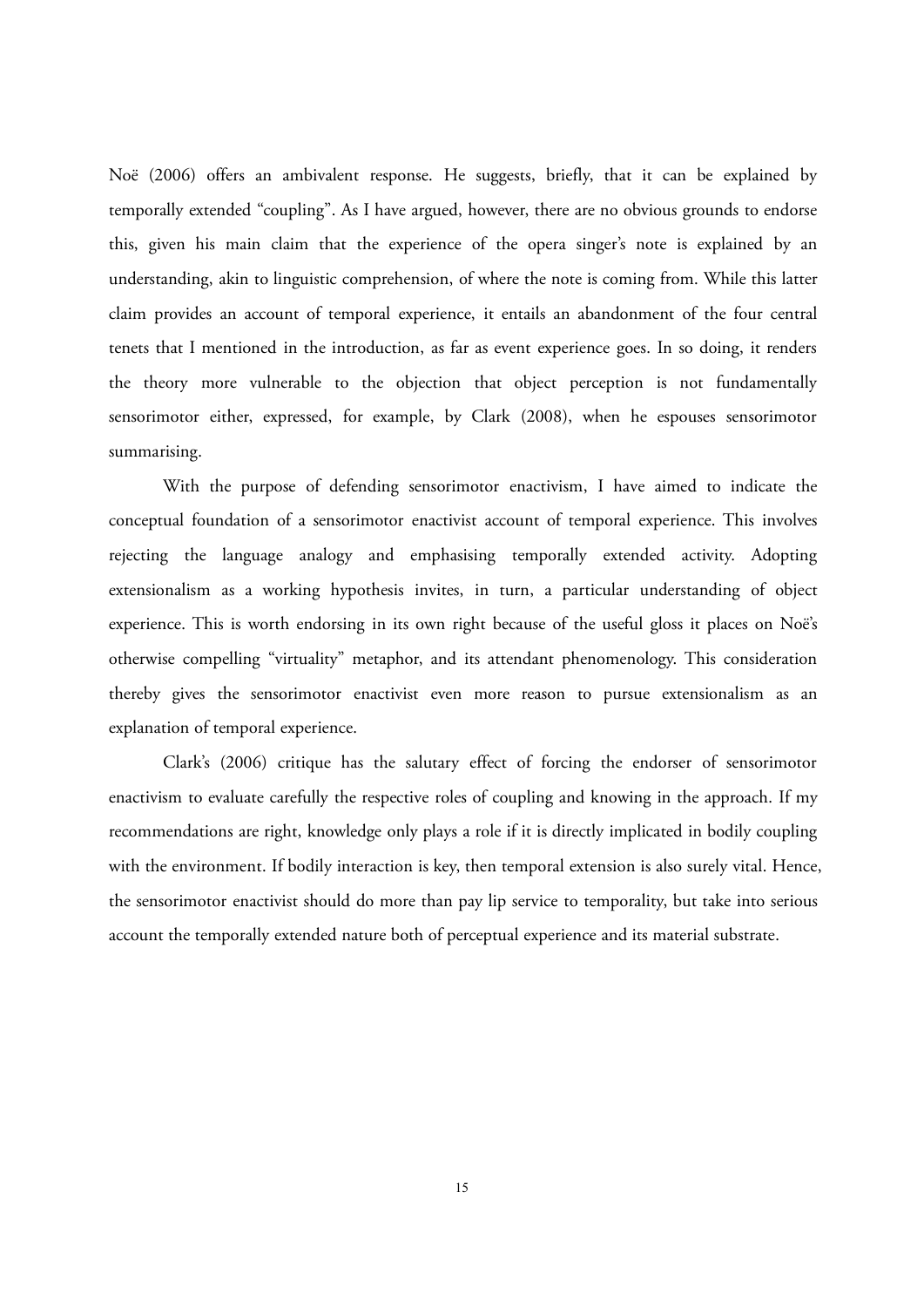Noë (2006) offers an ambivalent response. He suggests, briefly, that it can be explained by temporally extended "coupling". As I have argued, however, there are no obvious grounds to endorse this, given his main claim that the experience of the opera singer's note is explained by an understanding, akin to linguistic comprehension, of where the note is coming from. While this latter claim provides an account of temporal experience, it entails an abandonment of the four central tenets that I mentioned in the introduction, as far as event experience goes. In so doing, it renders the theory more vulnerable to the objection that object perception is not fundamentally sensorimotor either, expressed, for example, by Clark (2008), when he espouses sensorimotor summarising.

With the purpose of defending sensorimotor enactivism, I have aimed to indicate the conceptual foundation of a sensorimotor enactivist account of temporal experience. This involves rejecting the language analogy and emphasising temporally extended activity. Adopting extensionalism as a working hypothesis invites, in turn, a particular understanding of object experience. This is worth endorsing in its own right because of the useful gloss it places on Noë's otherwise compelling "virtuality" metaphor, and its attendant phenomenology. This consideration thereby gives the sensorimotor enactivist even more reason to pursue extensionalism as an explanation of temporal experience.

Clark's (2006) critique has the salutary effect of forcing the endorser of sensorimotor enactivism to evaluate carefully the respective roles of coupling and knowing in the approach. If my recommendations are right, knowledge only plays a role if it is directly implicated in bodily coupling with the environment. If bodily interaction is key, then temporal extension is also surely vital. Hence, the sensorimotor enactivist should do more than pay lip service to temporality, but take into serious account the temporally extended nature both of perceptual experience and its material substrate.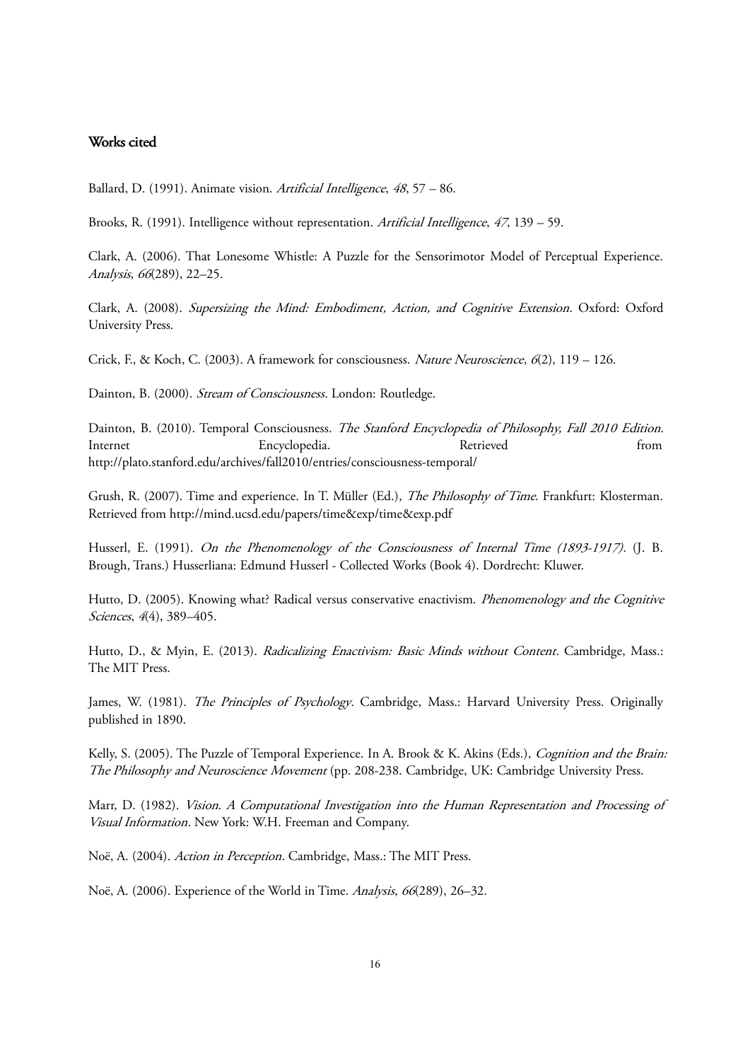## Works cited

Ballard, D. (1991). Animate vision. *Artificial Intelligence*, *48*, 57 – 86.

Brooks, R. (1991). Intelligence without representation. *Artificial Intelligence*, *47*, 139 – 59.

Clark, A. (2006). That Lonesome Whistle: A Puzzle for the Sensorimotor Model of Perceptual Experience. *Analysis*, *66*(289), 22–25.

Clark, A. (2008). *Supersizing the Mind: Embodiment, Action, and Cognitive Extension*. Oxford: Oxford University Press.

Crick, F., & Koch, C. (2003). A framework for consciousness. *Nature Neuroscience*, *6*(2), 119 – 126.

Dainton, B. (2000). *Stream of Consciousness*. London: Routledge.

Dainton, B. (2010). Temporal Consciousness. *The Stanford Encyclopedia of Philosophy, Fall 2010 Edition*. Internet Encyclopedia. Retrieved from http://plato.stanford.edu/archives/fall2010/entries/consciousness-temporal/

Grush, R. (2007). Time and experience. In T. Müller (Ed.), *The Philosophy of Time*. Frankfurt: Klosterman. Retrieved from http://mind.ucsd.edu/papers/time&exp/time&exp.pdf

Husserl, E. (1991). *On the Phenomenology of the Consciousness of Internal Time (1893-1917)*. (J. B. Brough, Trans.) Husserliana: Edmund Husserl - Collected Works (Book 4). Dordrecht: Kluwer.

Hutto, D. (2005). Knowing what? Radical versus conservative enactivism. *Phenomenology and the Cognitive Sciences*, *4*(4), 389–405.

Hutto, D., & Myin, E. (2013). *Radicalizing Enactivism: Basic Minds without Content*. Cambridge, Mass.: The MIT Press.

James, W. (1981). *The Principles of Psychology*. Cambridge, Mass.: Harvard University Press. Originally published in 1890.

Kelly, S. (2005). The Puzzle of Temporal Experience. In A. Brook & K. Akins (Eds.), *Cognition and the Brain: The Philosophy and Neuroscience Movement* (pp. 208-238. Cambridge, UK: Cambridge University Press.

Marr, D. (1982). *Vision. A Computational Investigation into the Human Representation and Processing of Visual Information*. New York: W.H. Freeman and Company.

Noë, A. (2004). *Action in Perception*. Cambridge, Mass.: The MIT Press.

Noë, A. (2006). Experience of the World in Time. *Analysis*, *66*(289), 26–32.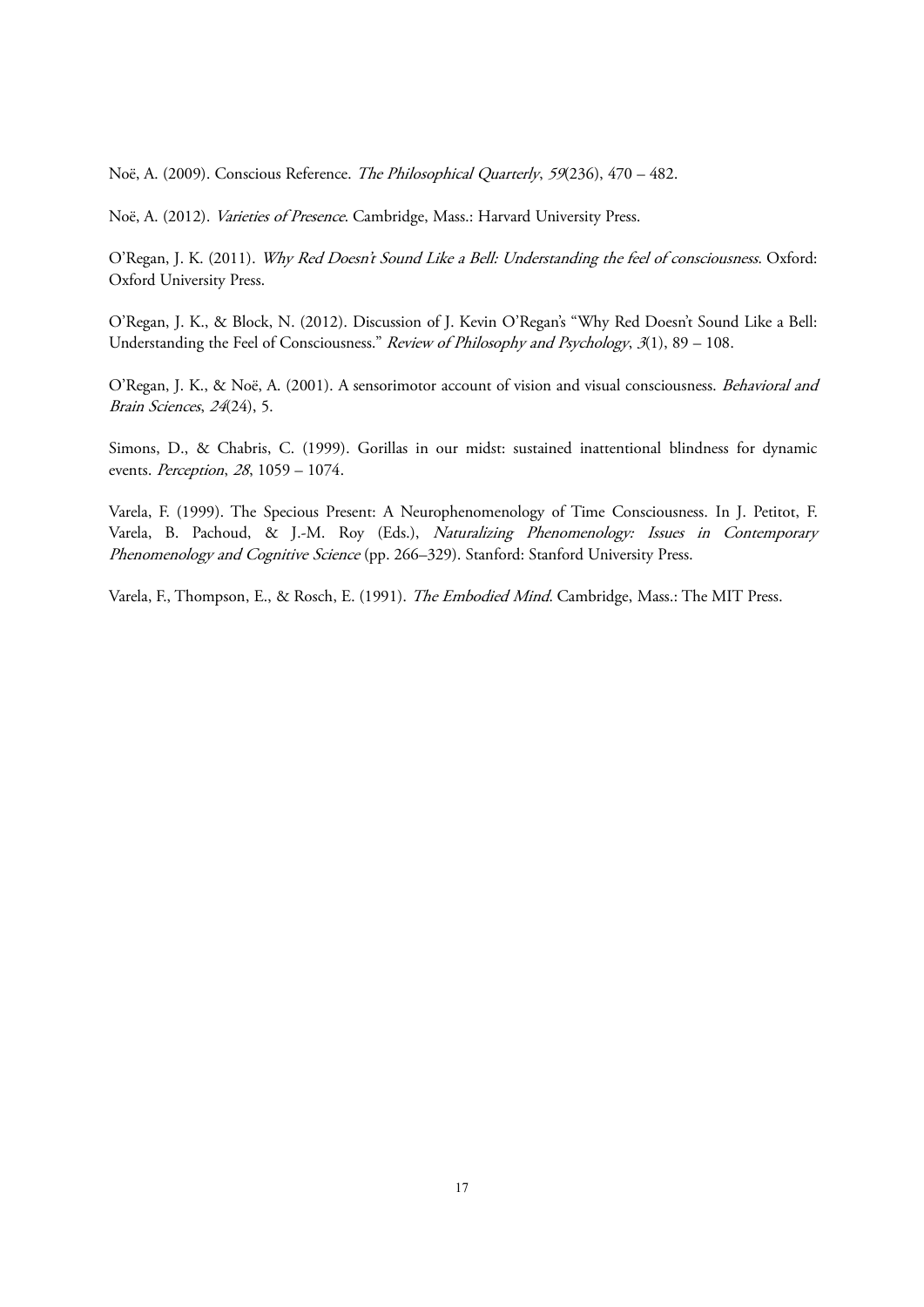Noë, A. (2009). Conscious Reference. *The Philosophical Quarterly*, *59*(236), 470 – 482.

Noë, A. (2012). *Varieties of Presence*. Cambridge, Mass.: Harvard University Press.

O'Regan, J. K. (2011). *Why Red Doesn't Sound Like a Bell: Understanding the feel of consciousness*. Oxford: Oxford University Press.

O'Regan, J. K., & Block, N. (2012). Discussion of J. Kevin O'Regan's "Why Red Doesn't Sound Like a Bell: Understanding the Feel of Consciousness." *Review of Philosophy and Psychology*, *3*(1), 89 – 108.

O'Regan, J. K., & Noë, A. (2001). A sensorimotor account of vision and visual consciousness. *Behavioral and Brain Sciences*, *24*(24), 5.

Simons, D., & Chabris, C. (1999). Gorillas in our midst: sustained inattentional blindness for dynamic events. *Perception*, *28*, 1059 – 1074.

Varela, F. (1999). The Specious Present: A Neurophenomenology of Time Consciousness. In J. Petitot, F. Varela, B. Pachoud, & J.-M. Roy (Eds.), *Naturalizing Phenomenology: Issues in Contemporary Phenomenology and Cognitive Science* (pp. 266–329). Stanford: Stanford University Press.

Varela, F., Thompson, E., & Rosch, E. (1991). *The Embodied Mind*. Cambridge, Mass.: The MIT Press.